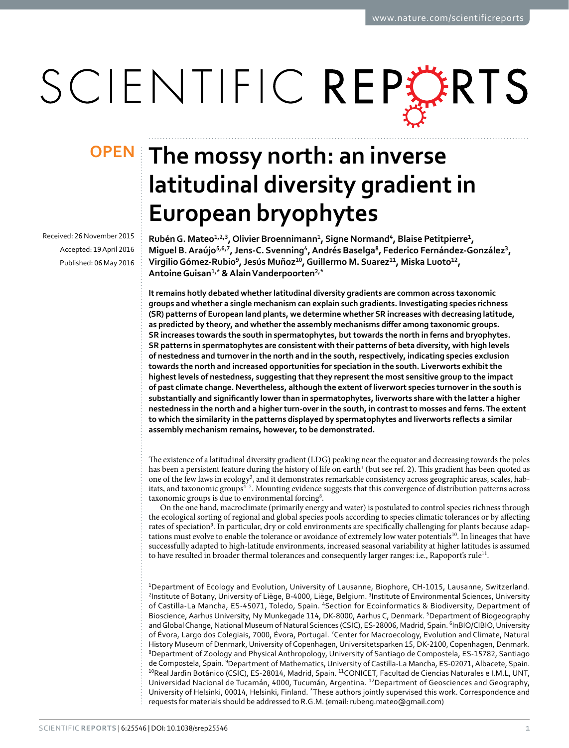OPEN

# The mossy north: an inverse latitudinal diversity gradient in European bryophytes

Received: 26 November 2015

Accepted: 19 April 2016

Published: 06 May 2016

**Rubén G. Mateo[1,2,3], Olivier Broennimann[1], Signe Normand[4], Blaise Petitpierre[1], Miguel B. Araújo[5,6,7], Jens-C. Svenning[4], Andrés Baselga[8], Federico Fernández-González[3], Virgilio Gómez-Rubio[9], Jesús Muñoz[10], Guillermo M. Suarez[11], Miska Luoto[12], Antoine Guisan[1,*] & Alain Vanderpoorten[2,*]**

**It remains hotly debated whether latitudinal diversity gradients are common across taxonomic groups and whether a single mechanism can explain such gradients. Investigating species richness (SR) patterns of European land plants, we determine whether SR increases with decreasing latitude, as predicted by theory, and whether the assembly mechanisms differ among taxonomic groups. SR increases towards the south in spermatophytes, but towards the north in ferns and bryophytes. SR patterns in spermatophytes are consistent with their patterns of beta diversity, with high levels of nestedness and turnover in the north and in the south, respectively, indicating species exclusion towards the north and increased opportunities for speciation in the south. Liverworts exhibit the highest levels of nestedness, suggesting that they represent the most sensitive group to the impact of past climate change. Nevertheless, although the extent of liverwort species turnover in the south is substantially and significantly lower than in spermatophytes, liverworts share with the latter a higher nestedness in the north and a higher turn-over in the south, in contrast to mosses and ferns. The extent to which the similarity in the patterns displayed by spermatophytes and liverworts reflects a similar assembly mechanism remains, however, to be demonstrated.**

The existence of a latitudinal diversity gradient (LDG) peaking near the equator and decreasing towards the poles has been a persistent feature during the history of life on earth[1] (but see ref. 2). This gradient has been quoted as one of the few laws in ecology[3], and it demonstrates remarkable consistency across geographic areas, scales, habitats, and taxonomic groups[4–7]. Mounting evidence suggests that this convergence of distribution patterns across taxonomic groups is due to environmental forcing[8].

On the one hand, macroclimate (primarily energy and water) is postulated to control species richness through the ecological sorting of regional and global species pools according to species climatic tolerances or by affecting rates of speciation[9]. In particular, dry or cold environments are specifically challenging for plants because adaptations must evolve to enable the tolerance or avoidance of extremely low water potentials[10]. In lineages that have successfully adapted to high-latitude environments, increased seasonal variability at higher latitudes is assumed to have resulted in broader thermal tolerances and consequently larger ranges: i.e., Rapoport's rule[11].

[1]Department of Ecology and Evolution, University of Lausanne, Biophore, CH-1015, Lausanne, Switzerland. [2]Institute of Botany, University of Liège, B-4000, Liège, Belgium. [3]Institute of Environmental Sciences, University of Castilla-La Mancha, ES-45071, Toledo, Spain. [4]Section for Ecoinformatics & Biodiversity, Department of Bioscience, Aarhus University, Ny Munkegade 114, DK-8000, Aarhus C, Denmark. [5]Department of Biogeography and Global Change, National Museum of Natural Sciences (CSIC), ES-28006, Madrid, Spain. [6]InBIO/CIBIO, University of Évora, Largo dos Colegiais, 7000, Évora, Portugal. [7]Center for Macroecology, Evolution and Climate, Natural History Museum of Denmark, University of Copenhagen, Universitetsparken 15, DK-2100, Copenhagen, Denmark. [8]Department of Zoology and Physical Anthropology, University of Santiago de Compostela, ES-15782, Santiago de Compostela, Spain. [9]Department of Mathematics, University of Castilla-La Mancha, ES-02071, Albacete, Spain. [10]Real Jardín Botánico (CSIC), ES-28014, Madrid, Spain. [11]CONICET, Facultad de Ciencias Naturales e I.M.L, UNT, Universidad Nacional de Tucumán, 4000, Tucumán, Argentina. [12]Department of Geosciences and Geography, University of Helsinki, 00014, Helsinki, Finland. *These authors jointly supervised this work. Correspondence and requests for materials should be addressed to R.G.M. (email: rubeng.mateo@gmail.com)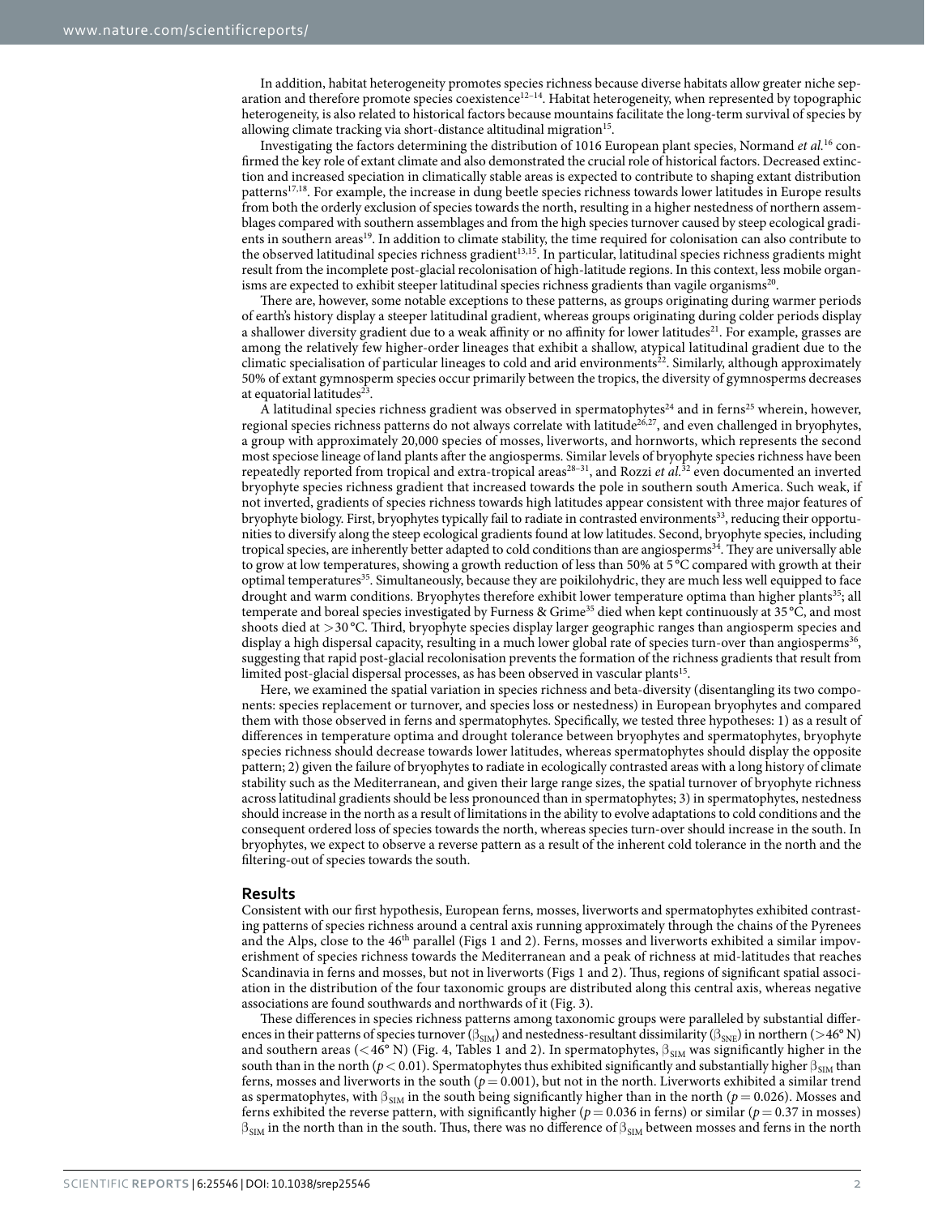In addition, habitat heterogeneity promotes species richness because diverse habitats allow greater niche separation and therefore promote species coexistence[12–14]. Habitat heterogeneity, when represented by topographic heterogeneity, is also related to historical factors because mountains facilitate the long-term survival of species by allowing climate tracking via short-distance altitudinal migration[15].

Investigating the factors determining the distribution of 1016 European plant species, Normand *et al.*[16] confirmed the key role of extant climate and also demonstrated the crucial role of historical factors. Decreased extinction and increased speciation in climatically stable areas is expected to contribute to shaping extant distribution patterns[17,18]. For example, the increase in dung beetle species richness towards lower latitudes in Europe results from both the orderly exclusion of species towards the north, resulting in a higher nestedness of northern assemblages compared with southern assemblages and from the high species turnover caused by steep ecological gradients in southern areas[19]. In addition to climate stability, the time required for colonisation can also contribute to the observed latitudinal species richness gradient[13,15]. In particular, latitudinal species richness gradients might result from the incomplete post-glacial recolonisation of high-latitude regions. In this context, less mobile organisms are expected to exhibit steeper latitudinal species richness gradients than vagile organisms[20].

There are, however, some notable exceptions to these patterns, as groups originating during warmer periods of earth's history display a steeper latitudinal gradient, whereas groups originating during colder periods display a shallower diversity gradient due to a weak affinity or no affinity for lower latitudes[21]. For example, grasses are among the relatively few higher-order lineages that exhibit a shallow, atypical latitudinal gradient due to the climatic specialisation of particular lineages to cold and arid environments[22]. Similarly, although approximately 50% of extant gymnosperm species occur primarily between the tropics, the diversity of gymnosperms decreases at equatorial latitudes[23].

A latitudinal species richness gradient was observed in spermatophytes[24] and in ferns[25] wherein, however, regional species richness patterns do not always correlate with latitude[26,27], and even challenged in bryophytes, a group with approximately 20,000 species of mosses, liverworts, and hornworts, which represents the second most speciose lineage of land plants after the angiosperms. Similar levels of bryophyte species richness have been repeatedly reported from tropical and extra-tropical areas[28–31], and Rozzi *et al.*[32] even documented an inverted bryophyte species richness gradient that increased towards the pole in southern south America. Such weak, if not inverted, gradients of species richness towards high latitudes appear consistent with three major features of bryophyte biology. First, bryophytes typically fail to radiate in contrasted environments[33], reducing their opportunities to diversify along the steep ecological gradients found at low latitudes. Second, bryophyte species, including tropical species, are inherently better adapted to cold conditions than are angiosperms[34]. They are universally able to grow at low temperatures, showing a growth reduction of less than 50% at 5 °C compared with growth at their optimal temperatures[35]. Simultaneously, because they are poikilohydric, they are much less well equipped to face drought and warm conditions. Bryophytes therefore exhibit lower temperature optima than higher plants[35]; all temperate and boreal species investigated by Furness & Grime[35] died when kept continuously at 35 °C, and most shoots died at >30 °C. Third, bryophyte species display larger geographic ranges than angiosperm species and display a high dispersal capacity, resulting in a much lower global rate of species turn-over than angiosperms[36], suggesting that rapid post-glacial recolonisation prevents the formation of the richness gradients that result from limited post-glacial dispersal processes, as has been observed in vascular plants[15].

Here, we examined the spatial variation in species richness and beta-diversity (disentangling its two components: species replacement or turnover, and species loss or nestedness) in European bryophytes and compared them with those observed in ferns and spermatophytes. Specifically, we tested three hypotheses: 1) as a result of differences in temperature optima and drought tolerance between bryophytes and spermatophytes, bryophyte species richness should decrease towards lower latitudes, whereas spermatophytes should display the opposite pattern; 2) given the failure of bryophytes to radiate in ecologically contrasted areas with a long history of climate stability such as the Mediterranean, and given their large range sizes, the spatial turnover of bryophyte richness across latitudinal gradients should be less pronounced than in spermatophytes; 3) in spermatophytes, nestedness should increase in the north as a result of limitations in the ability to evolve adaptations to cold conditions and the consequent ordered loss of species towards the north, whereas species turn-over should increase in the south. In bryophytes, we expect to observe a reverse pattern as a result of the inherent cold tolerance in the north and the filtering-out of species towards the south.

## Results

Consistent with our first hypothesis, European ferns, mosses, liverworts and spermatophytes exhibited contrasting patterns of species richness around a central axis running approximately through the chains of the Pyrenees and the Alps, close to the 46th parallel (Figs 1 and 2). Ferns, mosses and liverworts exhibited a similar impoverishment of species richness towards the Mediterranean and a peak of richness at mid-latitudes that reaches Scandinavia in ferns and mosses, but not in liverworts (Figs 1 and 2). Thus, regions of significant spatial association in the distribution of the four taxonomic groups are distributed along this central axis, whereas negative associations are found southwards and northwards of it (Fig. 3).

These differences in species richness patterns among taxonomic groups were paralleled by substantial differences in their patterns of species turnover ($\beta_{SIM}$) and nestedness-resultant dissimilarity ($\beta_{SNE}$) in northern (>46° N) and southern areas (<46° N) (Fig. 4, Tables 1 and 2). In spermatophytes, $\beta_{SIM}$ was significantly higher in the south than in the north ($p < 0.01$). Spermatophytes thus exhibited significantly and substantially higher $\beta_{SIM}$ than ferns, mosses and liverworts in the south ($p = 0.001$), but not in the north. Liverworts exhibited a similar trend as spermatophytes, with $\beta_{SIM}$ in the south being significantly higher than in the north ($p = 0.026$). Mosses and ferns exhibited the reverse pattern, with significantly higher ($p = 0.036$ in ferns) or similar ($p = 0.37$ in mosses) $\beta_{SIM}$ in the north than in the south. Thus, there was no difference of $\beta_{SIM}$ between mosses and ferns in the north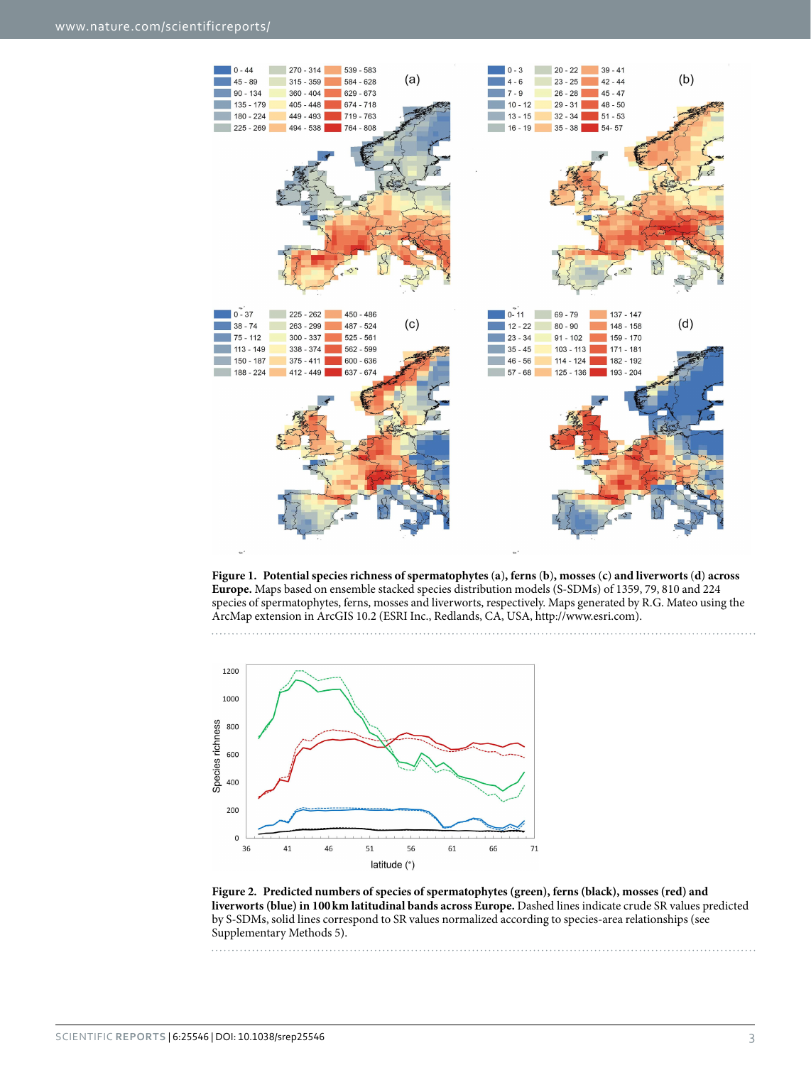**Figure 1. Potential species richness of spermatophytes (a), ferns (b), mosses (c) and liverworts (d) across Europe.** Maps based on ensemble stacked species distribution models (S-SDMs) of 1359, 79, 810 and 224 species of spermatophytes, ferns, mosses and liverworts, respectively. Maps generated by R.G. Mateo using the ArcMap extension in ArcGIS 10.2 (ESRI Inc., Redlands, CA, USA, http://www.esri.com).

**Figure 2. Predicted numbers of species of spermatophytes (green), ferns (black), mosses (red) and liverworts (blue) in 100 km latitudinal bands across Europe.** Dashed lines indicate crude SR values predicted by S-SDMs, solid lines correspond to SR values normalized according to species-area relationships (see Supplementary Methods 5).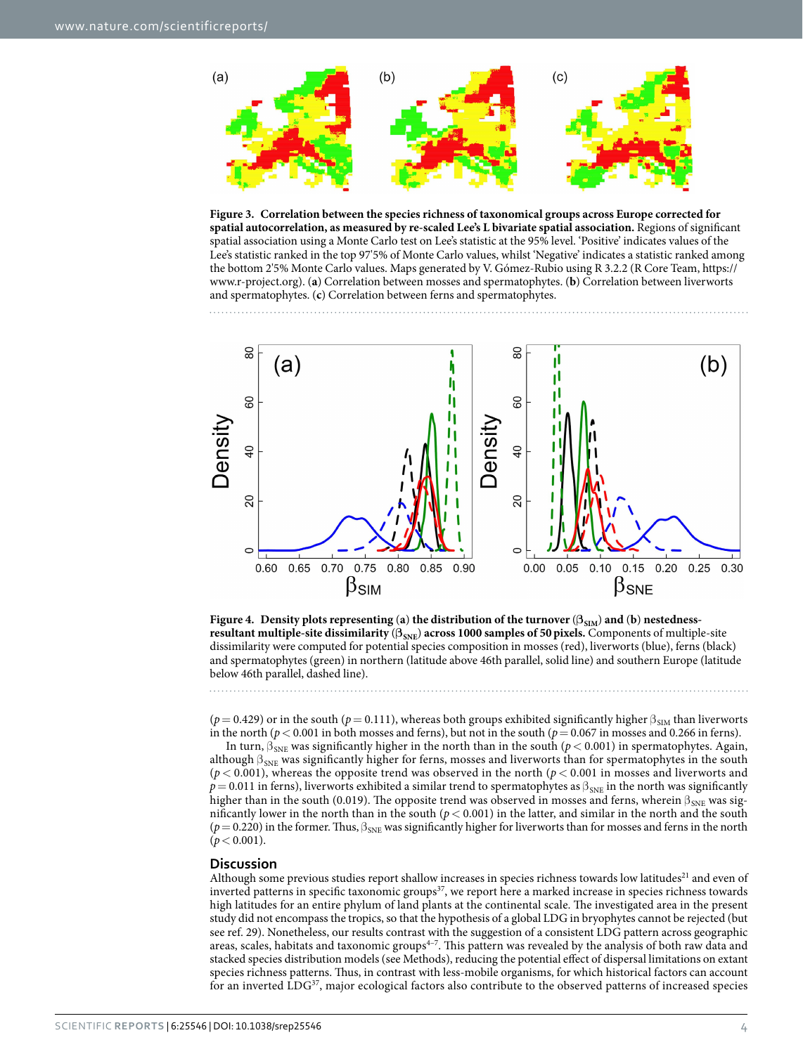**Figure 3. Correlation between the species richness of taxonomical groups across Europe corrected for spatial autocorrelation, as measured by re-scaled Lee's L bivariate spatial association.** Regions of significant spatial association using a Monte Carlo test on Lee's statistic at the 95% level. 'Positive' indicates values of the Lee's statistic ranked in the top 97'5% of Monte Carlo values, whilst 'Negative' indicates a statistic ranked among the bottom 2'5% Monte Carlo values. Maps generated by V. Gómez-Rubio using R 3.2.2 (R Core Team, https://www.r-project.org). (**a**) Correlation between mosses and spermatophytes. (**b**) Correlation between liverworts and spermatophytes. (**c**) Correlation between ferns and spermatophytes.

**Figure 4. Density plots representing (a) the distribution of the turnover ($\beta_{SIM}$) and (b) nestedness-resultant multiple-site dissimilarity ($\beta_{SNE}$) across 1000 samples of 50 pixels.** Components of multiple-site dissimilarity were computed for potential species composition in mosses (red), liverworts (blue), ferns (black) and spermatophytes (green) in northern (latitude above 46th parallel, solid line) and southern Europe (latitude below 46th parallel, dashed line).

($p = 0.429$) or in the south ($p = 0.111$), whereas both groups exhibited significantly higher $\beta_{SIM}$ than liverworts in the north ($p < 0.001$ in both mosses and ferns), but not in the south ($p = 0.067$ in mosses and 0.266 in ferns).

In turn, $\beta_{SNE}$ was significantly higher in the north than in the south ($p < 0.001$) in spermatophytes. Again, although $\beta_{SNE}$ was significantly higher for ferns, mosses and liverworts than for spermatophytes in the south ($p < 0.001$), whereas the opposite trend was observed in the north ($p < 0.001$ in mosses and liverworts and $p = 0.011$ in ferns), liverworts exhibited a similar trend to spermatophytes as $\beta_{SNE}$ in the north was significantly higher than in the south (0.019). The opposite trend was observed in mosses and ferns, wherein $\beta_{SNE}$ was significantly lower in the north than in the south ($p < 0.001$) in the latter, and similar in the north and the south ($p = 0.220$) in the former. Thus, $\beta_{SNE}$ was significantly higher for liverworts than for mosses and ferns in the north ($p < 0.001$).

## Discussion

Although some previous studies report shallow increases in species richness towards low latitudes[21] and even of inverted patterns in specific taxonomic groups[37], we report here a marked increase in species richness towards high latitudes for an entire phylum of land plants at the continental scale. The investigated area in the present study did not encompass the tropics, so that the hypothesis of a global LDG in bryophytes cannot be rejected (but see ref. 29). Nonetheless, our results contrast with the suggestion of a consistent LDG pattern across geographic areas, scales, habitats and taxonomic groups[4–7]. This pattern was revealed by the analysis of both raw data and stacked species distribution models (see Methods), reducing the potential effect of dispersal limitations on extant species richness patterns. Thus, in contrast with less-mobile organisms, for which historical factors can account for an inverted LDG[37], major ecological factors also contribute to the observed patterns of increased species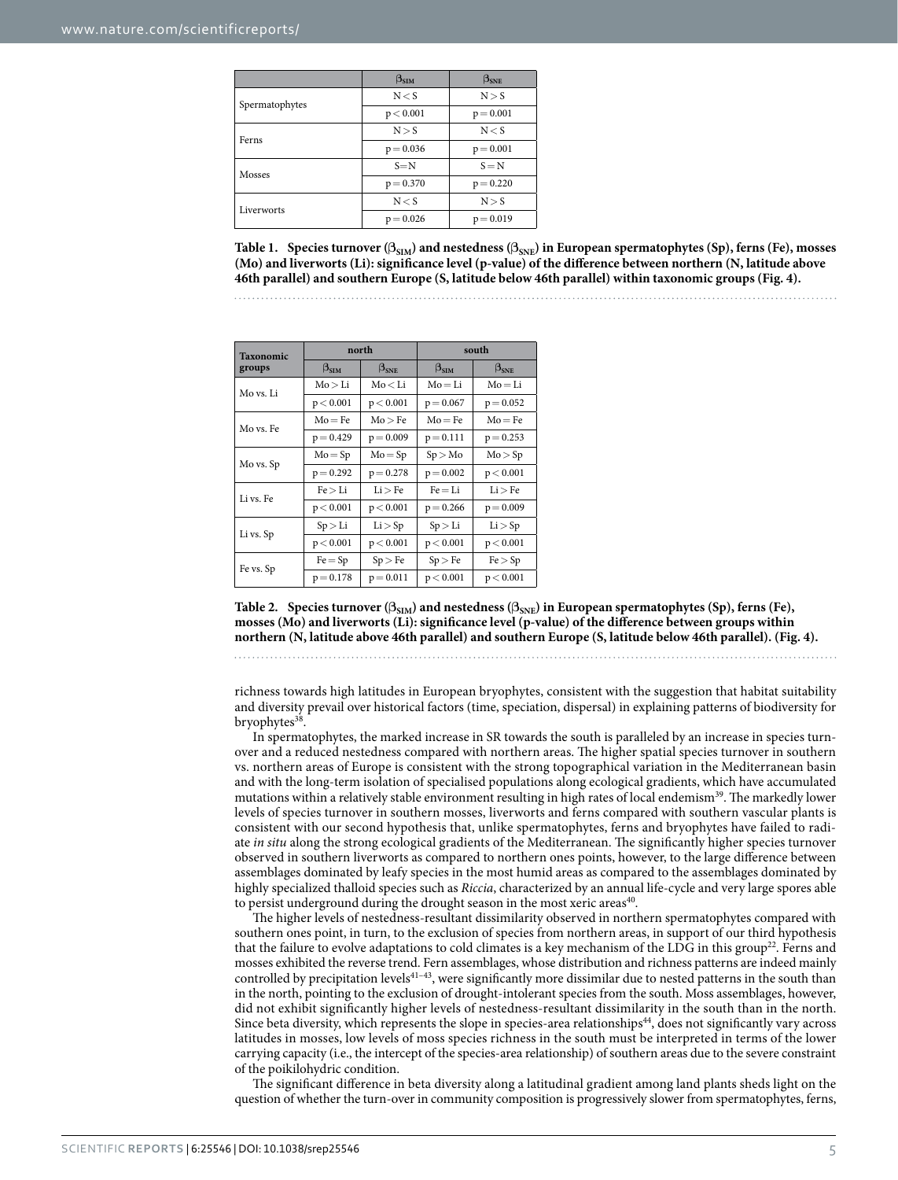| | $\beta_{SIM}$ | $\beta_{SNE}$ |
|---|---|---|
| Spermatophytes | N < S | N > S |
| | p < 0.001 | p = 0.001 |
| Ferns | N > S | N < S |
| | p = 0.036 | p = 0.001 |
| Mosses | S = N | S = N |
| | p = 0.370 | p = 0.220 |
| Liverworts | N < S | N > S |
| | p = 0.026 | p = 0.019 |

**Table 1. Species turnover ($\beta_{SIM}$) and nestedness ($\beta_{SNE}$) in European spermatophytes (Sp), ferns (Fe), mosses (Mo) and liverworts (Li): significance level (p-value) of the difference between northern (N, latitude above 46th parallel) and southern Europe (S, latitude below 46th parallel) within taxonomic groups (Fig. 4).**

| Taxonomic groups | north | | south | |
|---|---|---|---|---|
| | $\beta_{SIM}$ | $\beta_{SNE}$ | $\beta_{SIM}$ | $\beta_{SNE}$ |
| Mo vs. Li | Mo > Li | Mo < Li | Mo = Li | Mo = Li |
| | p < 0.001 | p < 0.001 | p = 0.067 | p = 0.052 |
| Mo vs. Fe | Mo = Fe | Mo > Fe | Mo = Fe | Mo = Fe |
| | p = 0.429 | p = 0.009 | p = 0.111 | p = 0.253 |
| Mo vs. Sp | Mo = Sp | Mo = Sp | Sp > Mo | Mo > Sp |
| | p = 0.292 | p = 0.278 | p = 0.002 | p < 0.001 |
| Li vs. Fe | Fe > Li | Li > Fe | Fe = Li | Li > Fe |
| | p < 0.001 | p < 0.001 | p = 0.266 | p = 0.009 |
| Li vs. Sp | Sp > Li | Li > Sp | Sp > Li | Li > Sp |
| | p < 0.001 | p < 0.001 | p < 0.001 | p < 0.001 |
| Fe vs. Sp | Fe = Sp | Sp > Fe | Sp > Fe | Fe > Sp |
| | p = 0.178 | p = 0.011 | p < 0.001 | p < 0.001 |

**Table 2. Species turnover ($\beta_{SIM}$) and nestedness ($\beta_{SNE}$) in European spermatophytes (Sp), ferns (Fe), mosses (Mo) and liverworts (Li): significance level (p-value) of the difference between groups within northern (N, latitude above 46th parallel) and southern Europe (S, latitude below 46th parallel). (Fig. 4).**

richness towards high latitudes in European bryophytes, consistent with the suggestion that habitat suitability and diversity prevail over historical factors (time, speciation, dispersal) in explaining patterns of biodiversity for bryophytes[38].

In spermatophytes, the marked increase in SR towards the south is paralleled by an increase in species turnover and a reduced nestedness compared with northern areas. The higher spatial species turnover in southern vs. northern areas of Europe is consistent with the strong topographical variation in the Mediterranean basin and with the long-term isolation of specialised populations along ecological gradients, which have accumulated mutations within a relatively stable environment resulting in high rates of local endemism[39]. The markedly lower levels of species turnover in southern mosses, liverworts and ferns compared with southern vascular plants is consistent with our second hypothesis that, unlike spermatophytes, ferns and bryophytes have failed to radiate *in situ* along the strong ecological gradients of the Mediterranean. The significantly higher species turnover observed in southern liverworts as compared to northern ones points, however, to the large difference between assemblages dominated by leafy species in the most humid areas as compared to the assemblages dominated by highly specialized thalloid species such as *Riccia*, characterized by an annual life-cycle and very large spores able to persist underground during the drought season in the most xeric areas[40].

The higher levels of nestedness-resultant dissimilarity observed in northern spermatophytes compared with southern ones point, in turn, to the exclusion of species from northern areas, in support of our third hypothesis that the failure to evolve adaptations to cold climates is a key mechanism of the LDG in this group[22]. Ferns and mosses exhibited the reverse trend. Fern assemblages, whose distribution and richness patterns are indeed mainly controlled by precipitation levels[41–43], were significantly more dissimilar due to nested patterns in the south than in the north, pointing to the exclusion of drought-intolerant species from the south. Moss assemblages, however, did not exhibit significantly higher levels of nestedness-resultant dissimilarity in the south than in the north. Since beta diversity, which represents the slope in species-area relationships[44], does not significantly vary across latitudes in mosses, low levels of moss species richness in the south must be interpreted in terms of the lower carrying capacity (i.e., the intercept of the species-area relationship) of southern areas due to the severe constraint of the poikilohydric condition.

The significant difference in beta diversity along a latitudinal gradient among land plants sheds light on the question of whether the turn-over in community composition is progressively slower from spermatophytes, ferns,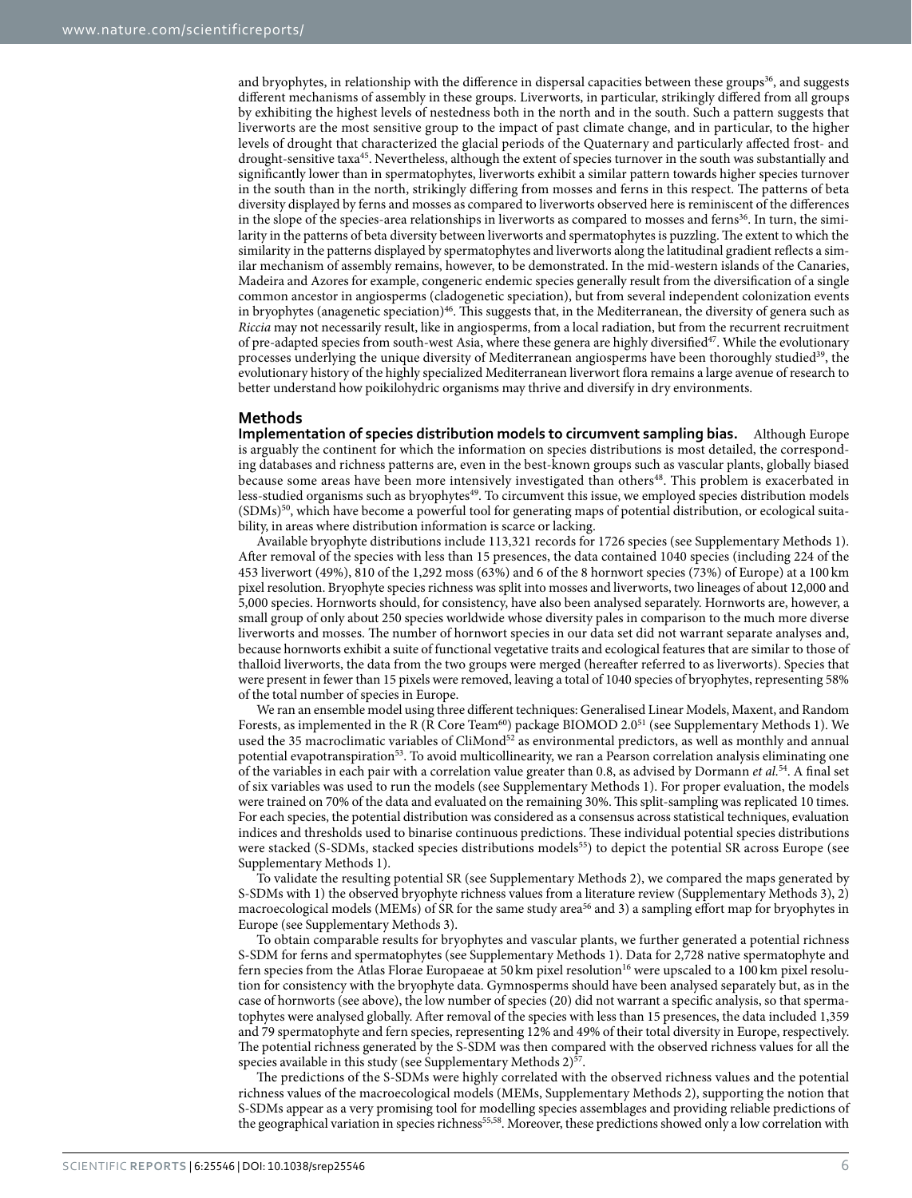and bryophytes, in relationship with the difference in dispersal capacities between these groups[36], and suggests different mechanisms of assembly in these groups. Liverworts, in particular, strikingly differed from all groups by exhibiting the highest levels of nestedness both in the north and in the south. Such a pattern suggests that liverworts are the most sensitive group to the impact of past climate change, and in particular, to the higher levels of drought that characterized the glacial periods of the Quaternary and particularly affected frost- and drought-sensitive taxa[45]. Nevertheless, although the extent of species turnover in the south was substantially and significantly lower than in spermatophytes, liverworts exhibit a similar pattern towards higher species turnover in the south than in the north, strikingly differing from mosses and ferns in this respect. The patterns of beta diversity displayed by ferns and mosses as compared to liverworts observed here is reminiscent of the differences in the slope of the species-area relationships in liverworts as compared to mosses and ferns[36]. In turn, the similarity in the patterns of beta diversity between liverworts and spermatophytes is puzzling. The extent to which the similarity in the patterns displayed by spermatophytes and liverworts along the latitudinal gradient reflects a similar mechanism of assembly remains, however, to be demonstrated. In the mid-western islands of the Canaries, Madeira and Azores for example, congeneric endemic species generally result from the diversification of a single common ancestor in angiosperms (cladogenetic speciation), but from several independent colonization events in bryophytes (anagenetic speciation)[46]. This suggests that, in the Mediterranean, the diversity of genera such as *Riccia* may not necessarily result, like in angiosperms, from a local radiation, but from the recurrent recruitment of pre-adapted species from south-west Asia, where these genera are highly diversified[47]. While the evolutionary processes underlying the unique diversity of Mediterranean angiosperms have been thoroughly studied[39], the evolutionary history of the highly specialized Mediterranean liverwort flora remains a large avenue of research to better understand how poikilohydric organisms may thrive and diversify in dry environments.

## Methods

**Implementation of species distribution models to circumvent sampling bias.** Although Europe is arguably the continent for which the information on species distributions is most detailed, the corresponding databases and richness patterns are, even in the best-known groups such as vascular plants, globally biased because some areas have been more intensively investigated than others[48]. This problem is exacerbated in less-studied organisms such as bryophytes[49]. To circumvent this issue, we employed species distribution models (SDMs)[50], which have become a powerful tool for generating maps of potential distribution, or ecological suitability, in areas where distribution information is scarce or lacking.

Available bryophyte distributions include 113,321 records for 1726 species (see Supplementary Methods 1). After removal of the species with less than 15 presences, the data contained 1040 species (including 224 of the 453 liverwort (49%), 810 of the 1,292 moss (63%) and 6 of the 8 hornwort species (73%) of Europe) at a 100 km pixel resolution. Bryophyte species richness was split into mosses and liverworts, two lineages of about 12,000 and 5,000 species. Hornworts should, for consistency, have also been analysed separately. Hornworts are, however, a small group of only about 250 species worldwide whose diversity pales in comparison to the much more diverse liverworts and mosses. The number of hornwort species in our data set did not warrant separate analyses and, because hornworts exhibit a suite of functional vegetative traits and ecological features that are similar to those of thalloid liverworts, the data from the two groups were merged (hereafter referred to as liverworts). Species that were present in fewer than 15 pixels were removed, leaving a total of 1040 species of bryophytes, representing 58% of the total number of species in Europe.

We ran an ensemble model using three different techniques: Generalised Linear Models, Maxent, and Random Forests, as implemented in the R (R Core Team[60]) package BIOMOD 2.0[51] (see Supplementary Methods 1). We used the 35 macroclimatic variables of CliMond[52] as environmental predictors, as well as monthly and annual potential evapotranspiration[53]. To avoid multicollinearity, we ran a Pearson correlation analysis eliminating one of the variables in each pair with a correlation value greater than 0.8, as advised by Dormann *et al.*[54]. A final set of six variables was used to run the models (see Supplementary Methods 1). For proper evaluation, the models were trained on 70% of the data and evaluated on the remaining 30%. This split-sampling was replicated 10 times. For each species, the potential distribution was considered as a consensus across statistical techniques, evaluation indices and thresholds used to binarise continuous predictions. These individual potential species distributions were stacked (S-SDMs, stacked species distributions models[55]) to depict the potential SR across Europe (see Supplementary Methods 1).

To validate the resulting potential SR (see Supplementary Methods 2), we compared the maps generated by S-SDMs with 1) the observed bryophyte richness values from a literature review (Supplementary Methods 3), 2) macroecological models (MEMs) of SR for the same study area[56] and 3) a sampling effort map for bryophytes in Europe (see Supplementary Methods 3).

To obtain comparable results for bryophytes and vascular plants, we further generated a potential richness S-SDM for ferns and spermatophytes (see Supplementary Methods 1). Data for 2,728 native spermatophyte and fern species from the Atlas Florae Europaeae at 50 km pixel resolution[16] were upscaled to a 100 km pixel resolution for consistency with the bryophyte data. Gymnosperms should have been analysed separately but, as in the case of hornworts (see above), the low number of species (20) did not warrant a specific analysis, so that spermatophytes were analysed globally. After removal of the species with less than 15 presences, the data included 1,359 and 79 spermatophyte and fern species, representing 12% and 49% of their total diversity in Europe, respectively. The potential richness generated by the S-SDM was then compared with the observed richness values for all the species available in this study (see Supplementary Methods 2)[57].

The predictions of the S-SDMs were highly correlated with the observed richness values and the potential richness values of the macroecological models (MEMs, Supplementary Methods 2), supporting the notion that S-SDMs appear as a very promising tool for modelling species assemblages and providing reliable predictions of the geographical variation in species richness[55,58]. Moreover, these predictions showed only a low correlation with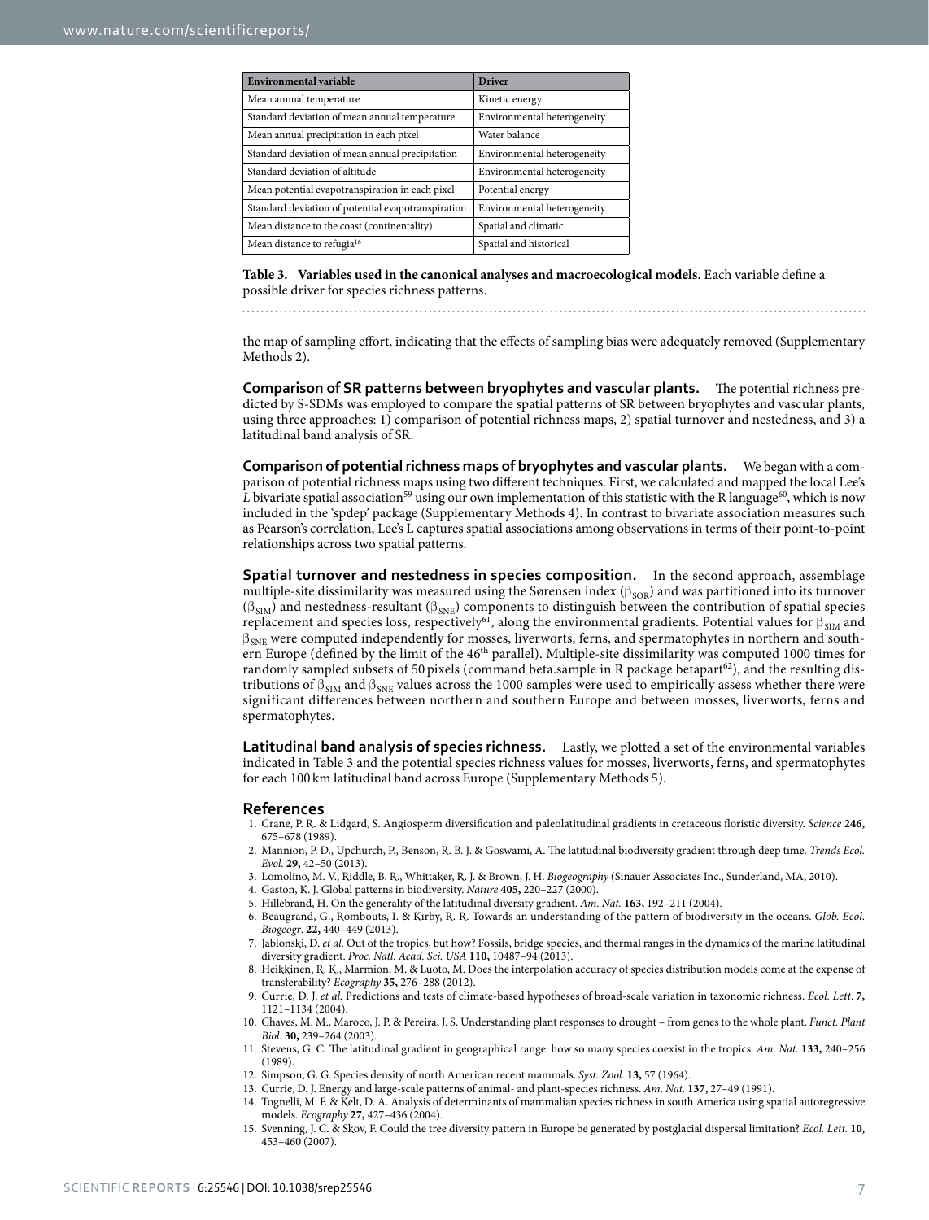| Environmental variable | Driver |
|---|---|
| Mean annual temperature | Kinetic energy |
| Standard deviation of mean annual temperature | Environmental heterogeneity |
| Mean annual precipitation in each pixel | Water balance |
| Standard deviation of mean annual precipitation | Environmental heterogeneity |
| Standard deviation of altitude | Environmental heterogeneity |
| Mean potential evapotranspiration in each pixel | Potential energy |
| Standard deviation of potential evapotranspiration | Environmental heterogeneity |
| Mean distance to the coast (continentality) | Spatial and climatic |
| Mean distance to refugia[16] | Spatial and historical |

**Table 3. Variables used in the canonical analyses and macroecological models.** Each variable define a possible driver for species richness patterns.

the map of sampling effort, indicating that the effects of sampling bias were adequately removed (Supplementary Methods 2).

**Comparison of SR patterns between bryophytes and vascular plants.** The potential richness predicted by S-SDMs was employed to compare the spatial patterns of SR between bryophytes and vascular plants, using three approaches: 1) comparison of potential richness maps, 2) spatial turnover and nestedness, and 3) a latitudinal band analysis of SR.

**Comparison of potential richness maps of bryophytes and vascular plants.** We began with a comparison of potential richness maps using two different techniques. First, we calculated and mapped the local Lee's *L* bivariate spatial association[59] using our own implementation of this statistic with the R language[60], which is now included in the 'spdep' package (Supplementary Methods 4). In contrast to bivariate association measures such as Pearson's correlation, Lee's L captures spatial associations among observations in terms of their point-to-point relationships across two spatial patterns.

**Spatial turnover and nestedness in species composition.** In the second approach, assemblage multiple-site dissimilarity was measured using the Sørensen index ($\beta_{SOR}$) and was partitioned into its turnover ($\beta_{SIM}$) and nestedness-resultant ($\beta_{SNE}$) components to distinguish between the contribution of spatial species replacement and species loss, respectively[61], along the environmental gradients. Potential values for $\beta_{SIM}$ and $\beta_{SNE}$ were computed independently for mosses, liverworts, ferns, and spermatophytes in northern and southern Europe (defined by the limit of the 46th parallel). Multiple-site dissimilarity was computed 1000 times for randomly sampled subsets of 50 pixels (command beta.sample in R package betapart[62]), and the resulting distributions of $\beta_{SIM}$ and $\beta_{SNE}$ values across the 1000 samples were used to empirically assess whether there were significant differences between northern and southern Europe and between mosses, liverworts, ferns and spermatophytes.

**Latitudinal band analysis of species richness.** Lastly, we plotted a set of the environmental variables indicated in Table 3 and the potential species richness values for mosses, liverworts, ferns, and spermatophytes for each 100 km latitudinal band across Europe (Supplementary Methods 5).

## References

1. Crane, P. R. & Lidgard, S. Angiosperm diversification and paleolatitudinal gradients in cretaceous floristic diversity. *Science* **246,** 675–678 (1989).
2. Mannion, P. D., Upchurch, P., Benson, R. B. J. & Goswami, A. The latitudinal biodiversity gradient through deep time. *Trends Ecol. Evol.* **29,** 42–50 (2013).
3. Lomolino, M. V., Riddle, B. R., Whittaker, R. J. & Brown, J. H. *Biogeography* (Sinauer Associates Inc., Sunderland, MA, 2010).
4. Gaston, K. J. Global patterns in biodiversity. *Nature* **405,** 220–227 (2000).
5. Hillebrand, H. On the generality of the latitudinal diversity gradient. *Am. Nat.* **163,** 192–211 (2004).
6. Beaugrand, G., Rombouts, I. & Kirby, R. R. Towards an understanding of the pattern of biodiversity in the oceans. *Glob. Ecol. Biogeogr*. **22,** 440–449 (2013).
7. Jablonski, D. *et al.* Out of the tropics, but how? Fossils, bridge species, and thermal ranges in the dynamics of the marine latitudinal diversity gradient. *Proc. Natl. Acad. Sci. USA* **110,** 10487–94 (2013).
8. Heikkinen, R. K., Marmion, M. & Luoto, M. Does the interpolation accuracy of species distribution models come at the expense of transferability? *Ecography* **35,** 276–288 (2012).
9. Currie, D. J. *et al.* Predictions and tests of climate-based hypotheses of broad-scale variation in taxonomic richness. *Ecol. Lett*. **7,** 1121–1134 (2004).
10. Chaves, M. M., Maroco, J. P. & Pereira, J. S. Understanding plant responses to drought – from genes to the whole plant. *Funct. Plant Biol.* **30,** 239–264 (2003).
11. Stevens, G. C. The latitudinal gradient in geographical range: how so many species coexist in the tropics. *Am. Nat.* **133,** 240–256 (1989).
12. Simpson, G. G. Species density of north American recent mammals. *Syst. Zool.* **13,** 57 (1964).
13. Currie, D. J. Energy and large-scale patterns of animal- and plant-species richness. *Am. Nat.* **137,** 27–49 (1991).
14. Tognelli, M. F. & Kelt, D. A. Analysis of determinants of mammalian species richness in south America using spatial autoregressive models. *Ecography* **27,** 427–436 (2004).
15. Svenning, J. C. & Skov, F. Could the tree diversity pattern in Europe be generated by postglacial dispersal limitation? *Ecol. Lett.* **10,** 453–460 (2007).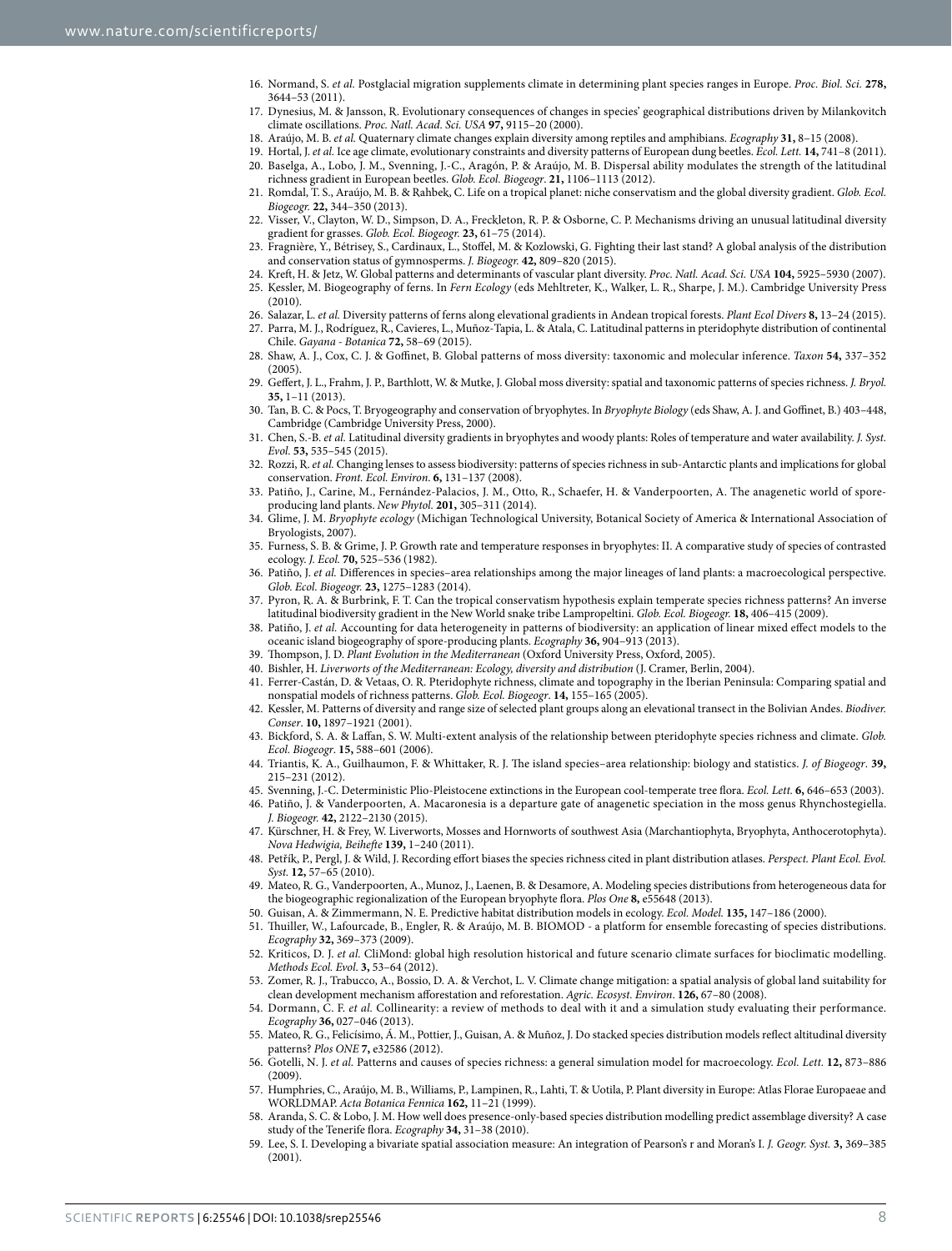16. Normand, S. *et al.* Postglacial migration supplements climate in determining plant species ranges in Europe. *Proc. Biol. Sci.* **278,** 3644–53 (2011).
17. Dynesius, M. & Jansson, R. Evolutionary consequences of changes in species' geographical distributions driven by Milankovitch climate oscillations. *Proc. Natl. Acad. Sci. USA* **97,** 9115–20 (2000).
18. Araújo, M. B. *et al.* Quaternary climate changes explain diversity among reptiles and amphibians. *Ecography* **31,** 8–15 (2008).
19. Hortal, J. *et al.* Ice age climate, evolutionary constraints and diversity patterns of European dung beetles. *Ecol. Lett.* **14,** 741–8 (2011).
20. Baselga, A., Lobo, J. M., Svenning, J.-C., Aragón, P. & Araújo, M. B. Dispersal ability modulates the strength of the latitudinal richness gradient in European beetles. *Glob. Ecol. Biogeogr*. **21,** 1106–1113 (2012).
21. Romdal, T. S., Araújo, M. B. & Rahbek, C. Life on a tropical planet: niche conservatism and the global diversity gradient. *Glob. Ecol. Biogeogr.* **22,** 344–350 (2013).
22. Visser, V., Clayton, W. D., Simpson, D. A., Freckleton, R. P. & Osborne, C. P. Mechanisms driving an unusual latitudinal diversity gradient for grasses. *Glob. Ecol. Biogeogr.* **23,** 61–75 (2014).
23. Fragnière, Y., Bétrisey, S., Cardinaux, L., Stoffel, M. & Kozlowski, G. Fighting their last stand? A global analysis of the distribution and conservation status of gymnosperms. *J. Biogeogr.* **42,** 809–820 (2015).
24. Kreft, H. & Jetz, W. Global patterns and determinants of vascular plant diversity. *Proc. Natl. Acad. Sci. USA* **104,** 5925–5930 (2007).
25. Kessler, M. Biogeography of ferns. In *Fern Ecology* (eds Mehltreter, K., Walker, L. R., Sharpe, J. M.). Cambridge University Press (2010).
26. Salazar, L. *et al.* Diversity patterns of ferns along elevational gradients in Andean tropical forests. *Plant Ecol Divers* **8,** 13–24 (2015).
27. Parra, M. J., Rodríguez, R., Cavieres, L., Muñoz-Tapia, L. & Atala, C. Latitudinal patterns in pteridophyte distribution of continental Chile. *Gayana - Botanica* **72,** 58–69 (2015).
28. Shaw, A. J., Cox, C. J. & Goffinet, B. Global patterns of moss diversity: taxonomic and molecular inference. *Taxon* **54,** 337–352 (2005).
29. Geffert, J. L., Frahm, J. P., Barthlott, W. & Mutke, J. Global moss diversity: spatial and taxonomic patterns of species richness. *J. Bryol.* **35,** 1–11 (2013).
30. Tan, B. C. & Pocs, T. Bryogeography and conservation of bryophytes. In *Bryophyte Biology* (eds Shaw, A. J. and Goffinet, B.) 403–448, Cambridge (Cambridge University Press, 2000).
31. Chen, S.-B. *et al.* Latitudinal diversity gradients in bryophytes and woody plants: Roles of temperature and water availability. *J. Syst. Evol.* **53,** 535–545 (2015).
32. Rozzi, R. *et al.* Changing lenses to assess biodiversity: patterns of species richness in sub-Antarctic plants and implications for global conservation. *Front. Ecol. Environ*. **6,** 131–137 (2008).
33. Patiño, J., Carine, M., Fernández-Palacios, J. M., Otto, R., Schaefer, H. & Vanderpoorten, A. The anagenetic world of spore-producing land plants. *New Phytol.* **201,** 305–311 (2014).
34. Glime, J. M. *Bryophyte ecology* (Michigan Technological University, Botanical Society of America & International Association of Bryologists, 2007).
35. Furness, S. B. & Grime, J. P. Growth rate and temperature responses in bryophytes: II. A comparative study of species of contrasted ecology. *J. Ecol.* **70,** 525–536 (1982).
36. Patiño, J. *et al.* Differences in species–area relationships among the major lineages of land plants: a macroecological perspective. *Glob. Ecol. Biogeogr.* **23,** 1275–1283 (2014).
37. Pyron, R. A. & Burbrink, F. T. Can the tropical conservatism hypothesis explain temperate species richness patterns? An inverse latitudinal biodiversity gradient in the New World snake tribe Lampropeltini. *Glob. Ecol. Biogeogr.* **18,** 406–415 (2009).
38. Patiño, J. *et al.* Accounting for data heterogeneity in patterns of biodiversity: an application of linear mixed effect models to the oceanic island biogeography of spore-producing plants. *Ecography* **36,** 904–913 (2013).
39. Thompson, J. D. *Plant Evolution in the Mediterranean* (Oxford University Press, Oxford, 2005).
40. Bishler, H. *Liverworts of the Mediterranean: Ecology, diversity and distribution* (J. Cramer, Berlin, 2004).
41. Ferrer-Castán, D. & Vetaas, O. R. Pteridophyte richness, climate and topography in the Iberian Peninsula: Comparing spatial and nonspatial models of richness patterns. *Glob. Ecol. Biogeogr*. **14,** 155–165 (2005).
42. Kessler, M. Patterns of diversity and range size of selected plant groups along an elevational transect in the Bolivian Andes. *Biodiver. Conser*. **10,** 1897–1921 (2001).
43. Bickford, S. A. & Laffan, S. W. Multi-extent analysis of the relationship between pteridophyte species richness and climate. *Glob. Ecol. Biogeogr*. **15,** 588–601 (2006).
44. Triantis, K. A., Guilhaumon, F. & Whittaker, R. J. The island species–area relationship: biology and statistics. *J. of Biogeogr*. **39,** 215–231 (2012).
45. Svenning, J.-C. Deterministic Plio-Pleistocene extinctions in the European cool-temperate tree flora. *Ecol. Lett.* **6,** 646–653 (2003).
46. Patiño, J. & Vanderpoorten, A. Macaronesia is a departure gate of anagenetic speciation in the moss genus Rhynchostegiella. *J. Biogeogr.* **42,** 2122–2130 (2015).
47. Kürschner, H. & Frey, W. Liverworts, Mosses and Hornworts of southwest Asia (Marchantiophyta, Bryophyta, Anthocerotophyta). *Nova Hedwigia, Beihefte* **139,** 1–240 (2011).
48. Petřík, P., Pergl, J. & Wild, J. Recording effort biases the species richness cited in plant distribution atlases. *Perspect. Plant Ecol. Evol. Syst.* **12,** 57–65 (2010).
49. Mateo, R. G., Vanderpoorten, A., Munoz, J., Laenen, B. & Desamore, A. Modeling species distributions from heterogeneous data for the biogeographic regionalization of the European bryophyte flora. *Plos One* **8,** e55648 (2013).
50. Guisan, A. & Zimmermann, N. E. Predictive habitat distribution models in ecology. *Ecol. Model.* **135,** 147–186 (2000).
51. Thuiller, W., Lafourcade, B., Engler, R. & Araújo, M. B. BIOMOD - a platform for ensemble forecasting of species distributions. *Ecography* **32,** 369–373 (2009).
52. Kriticos, D. J. *et al.* CliMond: global high resolution historical and future scenario climate surfaces for bioclimatic modelling. *Methods Ecol. Evol*. **3,** 53–64 (2012).
53. Zomer, R. J., Trabucco, A., Bossio, D. A. & Verchot, L. V. Climate change mitigation: a spatial analysis of global land suitability for clean development mechanism afforestation and reforestation. *Agric. Ecosyst. Environ*. **126,** 67–80 (2008).
54. Dormann, C. F. *et al.* Collinearity: a review of methods to deal with it and a simulation study evaluating their performance. *Ecography* **36,** 027–046 (2013).
55. Mateo, R. G., Felicísimo, Á. M., Pottier, J., Guisan, A. & Muñoz, J. Do stacked species distribution models reflect altitudinal diversity patterns? *Plos ONE* **7,** e32586 (2012).
56. Gotelli, N. J. *et al.* Patterns and causes of species richness: a general simulation model for macroecology. *Ecol. Lett.* **12,** 873–886 (2009).
57. Humphries, C., Araújo, M. B., Williams, P., Lampinen, R., Lahti, T. & Uotila, P. Plant diversity in Europe: Atlas Florae Europaeae and WORLDMAP. *Acta Botanica Fennica* **162,** 11–21 (1999).
58. Aranda, S. C. & Lobo, J. M. How well does presence-only-based species distribution modelling predict assemblage diversity? A case study of the Tenerife flora. *Ecography* **34,** 31–38 (2010).
59. Lee, S. I. Developing a bivariate spatial association measure: An integration of Pearson's r and Moran's I. *J. Geogr. Syst.* **3,** 369–385 (2001).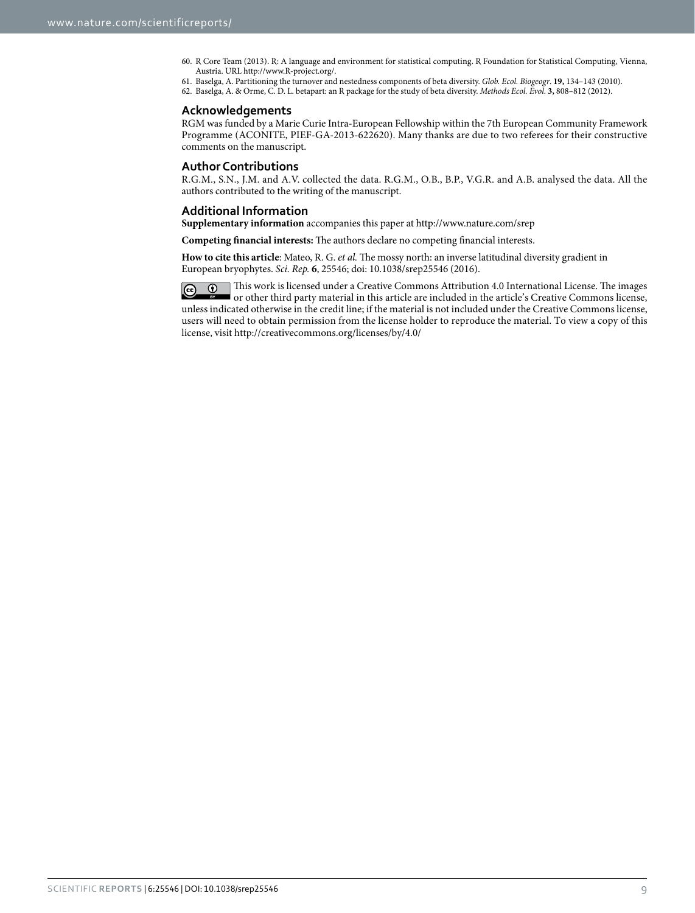60. R Core Team (2013). R: A language and environment for statistical computing. R Foundation for Statistical Computing, Vienna, Austria. URL http://www.R-project.org/.
61. Baselga, A. Partitioning the turnover and nestedness components of beta diversity. *Glob. Ecol. Biogeogr*. **19,** 134–143 (2010).
62. Baselga, A. & Orme, C. D. L. betapart: an R package for the study of beta diversity. *Methods Ecol. Evol*. **3,** 808–812 (2012).

## Acknowledgements

RGM was funded by a Marie Curie Intra-European Fellowship within the 7th European Community Framework Programme (ACONITE, PIEF-GA-2013-622620). Many thanks are due to two referees for their constructive comments on the manuscript.

## Author Contributions

R.G.M., S.N., J.M. and A.V. collected the data. R.G.M., O.B., B.P., V.G.R. and A.B. analysed the data. All the authors contributed to the writing of the manuscript.

## Additional Information

**Supplementary information** accompanies this paper at http://www.nature.com/srep

**Competing financial interests:** The authors declare no competing financial interests.

**How to cite this article**: Mateo, R. G. *et al.* The mossy north: an inverse latitudinal diversity gradient in European bryophytes. *Sci. Rep.* **6**, 25546; doi: 10.1038/srep25546 (2016).

This work is licensed under a Creative Commons Attribution 4.0 International License. The images or other third party material in this article are included in the article's Creative Commons license, unless indicated otherwise in the credit line; if the material is not included under the Creative Commons license, users will need to obtain permission from the license holder to reproduce the material. To view a copy of this license, visit http://creativecommons.org/licenses/by/4.0/